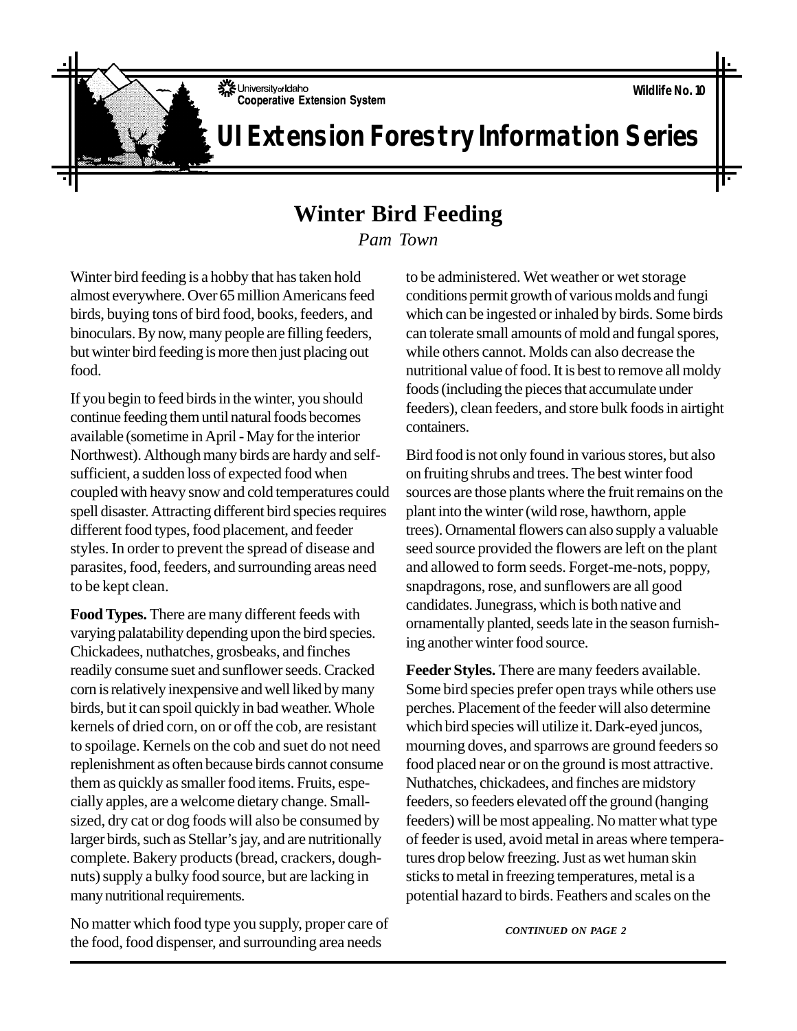University of Idaho Cooperative Extension System

Wildlife No. 10

# UI Extension Forestry Information Series

## Winter Bird Feeding

*Pam Town*

Winter bird feeding is a hobby that has taken hold almost everywhere. Over 65 million Americans feed birds, buying tons of bird food, books, feeders, and binoculars. By now, many people are filling feeders, but winter bird feeding is more then just placing out food.

If you begin to feed birds in the winter, you should continue feeding them until natural foods becomes available (sometime in April - May for the interior Northwest). Although many birds are hardy and self-sufficient, a sudden loss of expected food when coupled with heavy snow and cold temperatures could spell disaster. Attracting different bird species requires different food types, food placement, and feeder styles. In order to prevent the spread of disease and parasites, food, feeders, and surrounding areas need to be kept clean.

**Food Types.** There are many different feeds with varying palatability depending upon the bird species. Chickadees, nuthatches, grosbeaks, and finches readily consume suet and sunflower seeds. Cracked corn is relatively inexpensive and well liked by many birds, but it can spoil quickly in bad weather. Whole kernels of dried corn, on or off the cob, are resistant to spoilage. Kernels on the cob and suet do not need replenishment as often because birds cannot consume them as quickly as smaller food items. Fruits, especially apples, are a welcome dietary change. Small-sized, dry cat or dog foods will also be consumed by larger birds, such as Stellar's jay, and are nutritionally complete. Bakery products (bread, crackers, doughnuts) supply a bulky food source, but are lacking in many nutritional requirements.

No matter which food type you supply, proper care of the food, food dispenser, and surrounding area needs to be administered. Wet weather or wet storage conditions permit growth of various molds and fungi which can be ingested or inhaled by birds. Some birds can tolerate small amounts of mold and fungal spores, while others cannot. Molds can also decrease the nutritional value of food. It is best to remove all moldy foods (including the pieces that accumulate under feeders), clean feeders, and store bulk foods in airtight containers.

Bird food is not only found in various stores, but also on fruiting shrubs and trees. The best winter food sources are those plants where the fruit remains on the plant into the winter (wild rose, hawthorn, apple trees). Ornamental flowers can also supply a valuable seed source provided the flowers are left on the plant and allowed to form seeds. Forget-me-nots, poppy, snapdragons, rose, and sunflowers are all good candidates. Junegrass, which is both native and ornamentally planted, seeds late in the season furnishing another winter food source.

**Feeder Styles.** There are many feeders available. Some bird species prefer open trays while others use perches. Placement of the feeder will also determine which bird species will utilize it. Dark-eyed juncos, mourning doves, and sparrows are ground feeders so food placed near or on the ground is most attractive. Nuthatches, chickadees, and finches are midstory feeders, so feeders elevated off the ground (hanging feeders) will be most appealing. No matter what type of feeder is used, avoid metal in areas where temperatures drop below freezing. Just as wet human skin sticks to metal in freezing temperatures, metal is a potential hazard to birds. Feathers and scales on the

*CONTINUED ON PAGE 2*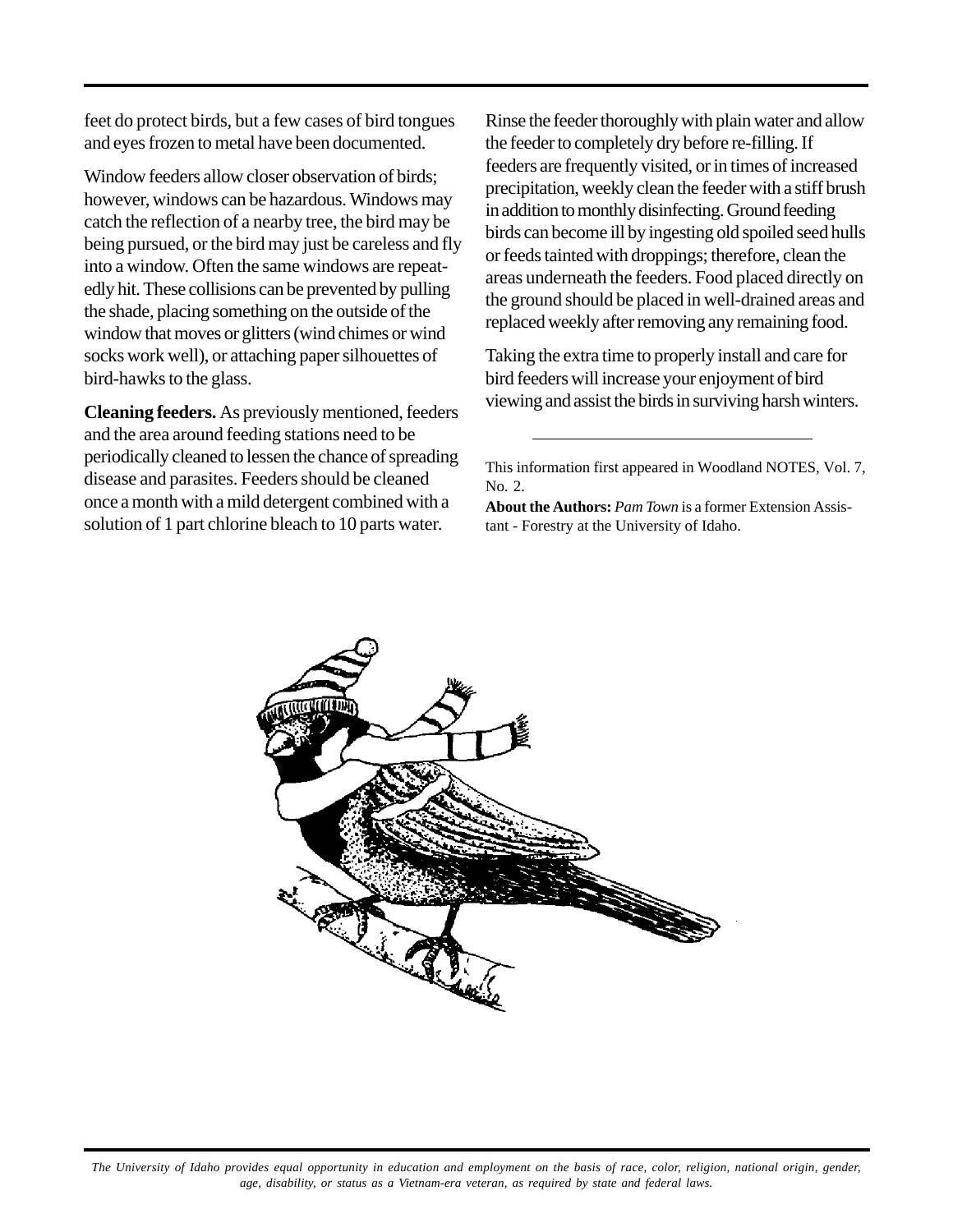feet do protect birds, but a few cases of bird tongues and eyes frozen to metal have been documented.

Window feeders allow closer observation of birds; however, windows can be hazardous. Windows may catch the reflection of a nearby tree, the bird may be being pursued, or the bird may just be careless and fly into a window. Often the same windows are repeatedly hit. These collisions can be prevented by pulling the shade, placing something on the outside of the window that moves or glitters (wind chimes or wind socks work well), or attaching paper silhouettes of bird-hawks to the glass.

**Cleaning feeders.** As previously mentioned, feeders and the area around feeding stations need to be periodically cleaned to lessen the chance of spreading disease and parasites. Feeders should be cleaned once a month with a mild detergent combined with a solution of 1 part chlorine bleach to 10 parts water. Rinse the feeder thoroughly with plain water and allow the feeder to completely dry before re-filling. If feeders are frequently visited, or in times of increased precipitation, weekly clean the feeder with a stiff brush in addition to monthly disinfecting. Ground feeding birds can become ill by ingesting old spoiled seed hulls or feeds tainted with droppings; therefore, clean the areas underneath the feeders. Food placed directly on the ground should be placed in well-drained areas and replaced weekly after removing any remaining food.

Taking the extra time to properly install and care for bird feeders will increase your enjoyment of bird viewing and assist the birds in surviving harsh winters.

---

This information first appeared in Woodland NOTES, Vol. 7, No. 2.

**About the Authors:** *Pam Town* is a former Extension Assistant - Forestry at the University of Idaho.

*The University of Idaho provides equal opportunity in education and employment on the basis of race, color, religion, national origin, gender, age, disability, or status as a Vietnam-era veteran, as required by state and federal laws.*